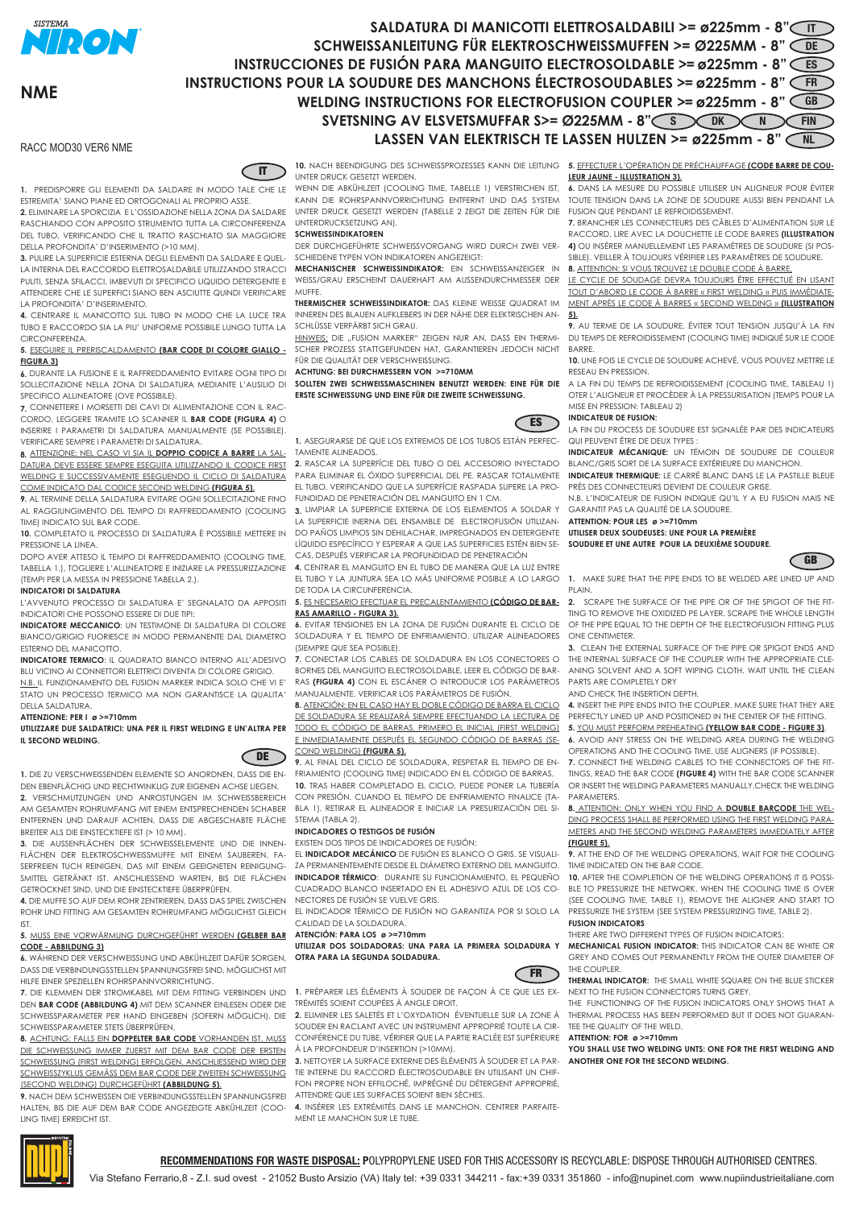SISTEMA NIRON

# NME

# SALDATURA DI MANICOTTI ELETTROSALDABILI >= ø225mm - 8" (IT)
# SCHWEISSANLEITUNG FÜR ELEKTROSCHWEISSMUFFEN >= Ø225MM - 8" (DE)
# INSTRUCCIONES DE FUSIÓN PARA MANGUITO ELECTROSOLDABLE >= ø225mm - 8" (ES)
# INSTRUCTIONS POUR LA SOUDURE DES MANCHONS ÉLECTROSOUDABLES >= ø225mm - 8" (FR)
# WELDING INSTRUCTIONS FOR ELECTROFUSION COUPLER >= ø225mm - 8" (GB)
# SVETSNING AV ELSVETSMUFFAR S>= Ø225MM - 8" (S) (DK) (N) (FIN)
# LASSEN VAN ELEKTRISCH TE LASSEN HULZEN >= ø225mm - 8" (NL)

RACC MOD30 VER6 NME

## IT

**1.** PREDISPORRE GLI ELEMENTI DA SALDARE IN MODO TALE CHE LE ESTREMITA' SIANO PIANE ED ORTOGONALI AL PROPRIO ASSE.

**2.** ELIMINARE LA SPORCIZIA E L'OSSIDAZIONE NELLA ZONA DA SALDARE RASCHIANDO CON APPOSITO STRUMENTO TUTTA LA CIRCONFERENZA DEL TUBO, VERIFICANDO CHE IL TRATTO RASCHIATO SIA MAGGIORE DELLA PROFONDITA' D'INSERIMENTO (>10 MM).

**3.** PULIRE LA SUPERFICIE ESTERNA DEGLI ELEMENTI DA SALDARE E QUELLA INTERNA DEL RACCORDO ELETTROSALDABILE UTILIZZANDO STRACCI PULITI, SENZA SFILACCI, IMBEVUTI DI SPECIFICO LIQUIDO DETERGENTE E ATTENDERE CHE LE SUPERFICI SIANO BEN ASCIUTTE QUINDI VERIFICARE LA PROFONDITA' D'INSERIMENTO.

**4.** CENTRARE IL MANICOTTO SUL TUBO IN MODO CHE LA LUCE TRA TUBO E RACCORDO SIA LA PIU' UNIFORME POSSIBILE LUNGO TUTTA LA CIRCONFERENZA.

**5.** ESEGUIRE IL PRERISCALDAMENTO **(BAR CODE DI COLORE GIALLO - FIGURA 3)**

**6.** DURANTE LA FUSIONE E IL RAFFREDDAMENTO EVITARE OGNI TIPO DI SOLLECITAZIONE NELLA ZONA DI SALDATURA MEDIANTE L'AUSILIO DI SPECIFICO ALLINEATORE (OVE POSSIBILE).

**7.** CONNETTERE I MORSETTI DEI CAVI DI ALIMENTAZIONE CON IL RACCORDO, LEGGERE TRAMITE LO SCANNER IL **BAR CODE (FIGURA 4)** O INSERIRE I PARAMETRI DI SALDATURA MANUALMENTE (SE POSSIBILE). VERIFICARE SEMPRE I PARAMETRI DI SALDATURA.

**8.** ATTENZIONE: NEL CASO VI SIA IL **DOPPIO CODICE A BARRE** LA SALDATURA DEVE ESSERE SEMPRE ESEGUITA UTILIZZANDO IL CODICE FIRST WELDING E SUCCESSIVAMENTE ESEGUENDO IL CICLO DI SALDATURA COME INDICATO DAL CODICE SECOND WELDING **(FIGURA 5).**

**9.** AL TERMINE DELLA SALDATURA EVITARE OGNI SOLLECITAZIONE FINO AL RAGGIUNGIMENTO DEL TEMPO DI RAFFREDDAMENTO (COOLING TIME) INDICATO SUL BAR CODE.

**10.** COMPLETATO IL PROCESSO DI SALDATURA È POSSIBILE METTERE IN PRESSIONE LA LINEA.

DOPO AVER ATTESO IL TEMPO DI RAFFREDDAMENTO (COOLING TIME, TABELLA 1.), TOGLIERE L'ALLINEATORE E INIZIARE LA PRESSURIZZAZIONE (TEMPI PER LA MESSA IN PRESSIONE TABELLA 2.).

**INDICATORI DI SALDATURA**

L'AVVENUTO PROCESSO DI SALDATURA E' SEGNALATO DA APPOSITI INDICATORI CHE POSSONO ESSERE DI DUE TIPI:

**INDICATORE MECCANICO**: UN TESTIMONE DI SALDATURA DI COLORE BIANCO/GRIGIO FUORIESCE IN MODO PERMANENTE DAL DIAMETRO ESTERNO DEL MANICOTTO.

**INDICATORE TERMICO**: IL QUADRATO BIANCO INTERNO ALL'ADESIVO BLU VICINO AI CONNETTORI ELETTRICI DIVENTA DI COLORE GRIGIO.

N.B. IL FUNZIONAMENTO DEL FUSION MARKER INDICA SOLO CHE VI E' STATO UN PROCESSO TERMICO MA NON GARANTISCE LA QUALITA' DELLA SALDATURA.

**ATTENZIONE: PER I ø >=710mm**

**UTILIZZARE DUE SALDATRICI: UNA PER IL FIRST WELDING E UN'ALTRA PER IL SECOND WELDING.**

## DE

**1.** DIE ZU VERSCHWEISSENDEN ELEMENTE SO ANORDNEN, DASS DIE ENDEN EBENFLÄCHIG UND RECHTWINKLIG ZUR EIGENEN ACHSE LIEGEN.

**2.** VERSCHMUTZUNGEN UND ANROSTUNGEN IM SCHWEISSBEREICH AM GESAMTEN ROHRUMFANG MIT EINEM ENTSPRECHENDEN SCHABER ENTFERNEN UND DARAUF ACHTEN, DASS DIE ABGESCHABTE FLÄCHE BREITER ALS DIE EINSTECKTIEFE IST (> 10 MM).

**3.** DIE AUSSENFLÄCHEN DER SCHWEISSELEMENTE UND DIE INNENFLÄCHEN DER ELEKTROSCHWEISSMUFFE MIT EINEM SAUBEREN, FASERFREIEN TUCH REINIGEN, DAS MIT EINEM GEEIGNETEN REINIGUNGSMITTEL GETRÄNKT IST. ANSCHLIESSEND WARTEN, BIS DIE FLÄCHEN GETROCKNET SIND, UND DIE EINSTECKTIEFE ÜBERPRÜFEN.

**4.** DIE MUFFE SO AUF DEM ROHR ZENTRIEREN, DASS DAS SPIEL ZWISCHEN ROHR UND FITTING AM GESAMTEN ROHRUMFANG MÖGLICHST GLEICH IST.

**5.** MUSS EINE VORWÄRMUNG DURCHGEFÜHRT WERDEN **(GELBER BAR CODE - ABBILDUNG 3)**

**6.** WÄHREND DER VERSCHWEISSUNG UND ABKÜHLZEIT DAFÜR SORGEN, DASS DIE VERBINDUNGSSTELLEN SPANNUNGSFREI SIND, MÖGLICHST MIT HILFE EINER SPEZIELLEN ROHRSPANNVORRICHTUNG.

**7.** DIE KLEMMEN DER STROMKABEL MIT DEM FITTING VERBINDEN UND DEN **BAR CODE (ABBILDUNG 4)** MIT DEM SCANNER EINLESEN ODER DIE SCHWEISSPARAMETER PER HAND EINGEBEN (SOFERN MÖGLICH). DIE SCHWEISSPARAMETER STETS ÜBERPRÜFEN.

**8.** ACHTUNG: FALLS EIN **DOPPELTER BAR CODE** VORHANDEN IST, MUSS DIE SCHWEISSUNG IMMER ZUERST MIT DEM BAR CODE DER ERSTEN SCHWEISSUNG (FIRST WELDING) ERFOLGEN. ANSCHLIESSEND WIRD DER SCHWEISSZYKLUS GEMÄSS DEM BAR CODE DER ZWEITEN SCHWEISSUNG (SECOND WELDING) DURCHGEFÜHRT **(ABBILDUNG 5).**

**9.** NACH DEM SCHWEISSEN DIE VERBINDUNGSSTELLEN SPANNUNGSFREI HALTEN, BIS DIE AUF DEM BAR CODE ANGEZEIGTE ABKÜHLZEIT (COOLING TIME) ERREICHT IST.

**10.** NACH BEENDIGUNG DES SCHWEISSPROZESSES KANN DIE LEITUNG UNTER DRUCK GESETZT WERDEN.

WENN DIE ABKÜHLZEIT (COOLING TIME, TABELLE 1) VERSTRICHEN IST, KANN DIE ROHRSPANNVORRICHTUNG ENTFERNT UND DAS SYSTEM UNTER DRUCK GESETZT WERDEN (TABELLE 2 ZEIGT DIE ZEITEN FÜR DIE UNTERDRUCKSETZUNG AN).

**SCHWEISSINDIKATOREN**

DER DURCHGEFÜHRTE SCHWEISSVORGANG WIRD DURCH ZWEI VERSCHIEDENE TYPEN VON INDIKATOREN ANGEZEIGT:

**MECHANISCHER SCHWEISSINDIKATOR:** EIN SCHWEISSANZEIGER IN WEISS/GRAU ERSCHEINT DAUERHAFT AM AUSSENDURCHMESSER DER MUFFE.

**THERMISCHER SCHWEISSINDIKATOR:** DAS KLEINE WEISSE QUADRAT IM INNEREN DES BLAUEN AUFKLEBERS IN DER NÄHE DER ELEKTRISCHEN ANSCHLÜSSE VERFÄRBT SICH GRAU.

HINWEIS: DIE „FUSION MARKER" ZEIGEN NUR AN, DASS EIN THERMISCHER PROZESS STATTGEFUNDEN HAT, GARANTIEREN JEDOCH NICHT FÜR DIE QUALITÄT DER VERSCHWEISSUNG.

**ACHTUNG: BEI DURCHMESSERN VON >=710MM**

**SOLLTEN ZWEI SCHWEISSMASCHINEN BENUTZT WERDEN: EINE FÜR DIE ERSTE SCHWEISSUNG UND EINE FÜR DIE ZWEITE SCHWEISSUNG.**

## ES

**1.** ASEGURARSE DE QUE LOS EXTREMOS DE LOS TUBOS ESTÁN PERFECTAMENTE ALINEADOS.

**2.** RASCAR LA SUPERFÍCIE DEL TUBO O DEL ACCESORIO INYECTADO PARA ELIMINAR EL ÓXIDO SUPERFICIAL DEL PE. RASCAR TOTALMENTE EL TUBO, VERIFICANDO QUE LA SUPERFÍCIE RASPADA SUPERE LA PROFUNDIDAD DE PENETRACIÓN DEL MANGUITO EN 1 CM.

**3.** LIMPIAR LA SUPERFICIE EXTERNA DE LOS ELEMENTOS A SOLDAR Y LA SUPERFICIE INERNA DEL ENSAMBLE DE ELECTROFUSIÓN UTILIZANDO PAÑOS LIMPIOS SIN DEHILACHAR, IMPREGNADOS EN DETERGENTE LÍQUIDO ESPECÍFICO Y ESPERAR A QUE LAS SUPERFICIES ESTÉN BIEN SECAS, DESPUÉS VERIFICAR LA PROFUNDIDAD DE PENETRACIÓN

**4.** CENTRAR EL MANGUITO EN EL TUBO DE MANERA QUE LA LUZ ENTRE EL TUBO Y LA JUNTURA SEA LO MÁS UNIFORME POSIBLE A LO LARGO DE TODA LA CIRCUNFERENCIA.

**5.** ES NECESARIO EFECTUAR EL PRECALENTAMIENTO **(CÓDIGO DE BARRAS AMARILLO - FIGURA 3).**

**6.** EVITAR TENSIONES EN LA ZONA DE FUSIÓN DURANTE EL CICLO DE SOLDADURA Y EL TIEMPO DE ENFRIAMIENTO. UTILIZAR ALINEADORES (SIEMPRE QUE SEA POSIBLE).

**7.** CONECTAR LOS CABLES DE SOLDADURA EN LOS CONECTORES O BORNES DEL MANGUITO ELECTROSOLDABLE, LEER EL CÓDIGO DE BARRAS **(FIGURA 4)** CON EL ESCÁNER O INTRODUCIR LOS PARÁMETROS MANUALMENTE. VERIFICAR LOS PARÁMETROS DE FUSIÓN.

**8.** ATENCIÓN: EN EL CASO HAY EL DOBLE CÓDIGO DE BARRA EL CICLO DE SOLDADURA SE REALIZARÁ SIEMPRE EFECTUANDO LA LECTURA DE TODO EL CÓDIGO DE BARRAS, PRIMERO EL INICIAL (FIRST WELDING) E INMEDIATAMENTE DESPUÉS EL SEGUNDO CÓDIGO DE BARRAS (SECOND WELDING) **(FIGURA 5).**

**9.** AL FINAL DEL CICLO DE SOLDADURA, RESPETAR EL TIEMPO DE ENFRIAMIENTO (COOLING TIME) INDICADO EN EL CÓDIGO DE BARRAS.

**10.** TRAS HABER COMPLETADO EL CICLO, PUEDE PONER LA TUBERÍA CON PRESIÓN. CUANDO EL TIEMPO DE ENFRIAMIENTO FINALICE (TABLA 1), RETIRAR EL ALINEADOR E INICIAR LA PRESURIZACIÓN DEL SISTEMA (TABLA 2).

**INDICADORES O TESTIGOS DE FUSIÓN**

EXISTEN DOS TIPOS DE INDICADORES DE FUSIÓN:

EL **INDICADOR MECÁNICO** DE FUSIÓN ES BLANCO O GRIS. SE VISUALIZA PERMANENTEMENTE DESDE EL DIÁMETRO EXTERNO DEL MANGUITO.

**INDICADOR TÉRMICO**: DURANTE SU FUNCIONAMIENTO, EL PEQUEÑO CUADRADO BLANCO INSERTADO EN EL ADHESIVO AZUL DE LOS CONECTORES DE FUSIÓN SE VUELVE GRIS.

EL INDICADOR TÉRMICO DE FUSIÓN NO GARANTIZA POR SI SOLO LA CALIDAD DE LA SOLDADURA.

**ATENCIÓN: PARA LOS ø >=710mm**

**UTILIZAR DOS SOLDADORAS: UNA PARA LA PRIMERA SOLDADURA Y OTRA PARA LA SEGUNDA SOLDADURA.**

## FR

**1.** PRÉPARER LES ÉLÉMENTS À SOUDER DE FAÇON À CE QUE LES EXTRÉMITÉS SOIENT COUPÉES À ANGLE DROIT.

**2.** ELIMINER LES SALETÉS ET L'OXYDATION ÉVENTUELLE SUR LA ZONE À SOUDER EN RACLANT AVEC UN INSTRUMENT APPROPRIÉ TOUTE LA CIRCONFÉRENCE DU TUBE, VÉRIFIER QUE LA PARTIE RACLÉE EST SUPÉRIEURE À LA PROFONDEUR D'INSERTION (>10MM).

**3.** NETTOYER LA SURFACE EXTERNE DES ÉLÉMENTS À SOUDER ET LA PARTIE INTERNE DU RACCORD ÉLECTROSOUDABLE EN UTILISANT UN CHIFFON PROPRE NON EFFILOCHÉ, IMPRÉGNÉ DU DÉTERGENT APPROPRIÉ, ATTENDRE QUE LES SURFACES SOIENT BIEN SÈCHES.

**4.** INSÉRER LES EXTRÉMITÉS DANS LE MANCHON. CENTRER PARFAITEMENT LE MANCHON SUR LE TUBE.

**5.** EFFECTUER L'OPÉRATION DE PRÉCHAUFFAGE **(CODE BARRE DE COULEUR JAUNE - ILLUSTRATION 3).**

**6.** DANS LA MESURE DU POSSIBLE UTILISER UN ALIGNEUR POUR ÉVITER TOUTE TENSION DANS LA ZONE DE SOUDURE AUSSI BIEN PENDANT LA FUSION QUE PENDANT LE REFROIDISSEMENT.

**7.** BRANCHER LES CONNECTEURS DES CÂBLES D'ALIMENTATION SUR LE RACCORD, LIRE AVEC LA DOUCHETTE LE CODE BARRES **(ILLUSTRATION 4)** OU INSÉRER MANUELLEMENT LES PARAMÈTRES DE SOUDURE (SI POSSIBLE). VEILLER À TOUJOURS VÉRIFIER LES PARAMÈTRES DE SOUDURE.

**8.** ATTENTION: SI VOUS TROUVEZ LE DOUBLE CODE À BARRE, LE CYCLE DE SOUDAGE DEVRA TOUJOURS ÊTRE EFFECTUÉ EN LISANT TOUT D'ABORD LE CODE À BARRE « FIRST WELDING » PUIS IMMÉDIATEMENT APRÈS LE CODE À BARRES « SECOND WELDING » **(ILLUSTRATION 5).**

**9.** AU TERME DE LA SOUDURE, ÉVITER TOUT TENSION JUSQU'À LA FIN DU TEMPS DE REFROIDISSEMENT (COOLING TIME) INDIQUÉ SUR LE CODE BARRE.

**10.** UNE FOIS LE CYCLE DE SOUDURE ACHEVÉ, VOUS POUVEZ METTRE LE RESEAU EN PRESSION.

A LA FIN DU TEMPS DE REFROIDISSEMENT (COOLING TIME, TABLEAU 1) OTER L'ALIGNEUR ET PROCÉDER À LA PRESSURISATION (TEMPS POUR LA MISE EN PRESSION: TABLEAU 2)

**INDICATEUR DE FUSION:**

LA FIN DU PROCESS DE SOUDURE EST SIGNALÉE PAR DES INDICATEURS QUI PEUVENT ÊTRE DE DEUX TYPES :

**INDICATEUR MÉCANIQUE:** UN TÉMOIN DE SOUDURE DE COULEUR BLANC/GRIS SORT DE LA SURFACE EXTÉRIEURE DU MANCHON.

**INDICATEUR THERMIQUE:** LE CARRÉ BLANC DANS LE LA PASTILLE BLEUE PRÈS DES CONNECTEURS DEVIENT DE COULEUR GRISE.

N.B. L'INDICATEUR DE FUSION INDIQUE QU'IL Y A EU FUSION MAIS NE GARANTIT PAS LA QUALITÉ DE LA SOUDURE.

**ATTENTION: POUR LES ø >=710mm**

**UTILISER DEUX SOUDEUSES: UNE POUR LA PREMIÈRE SOUDURE ET UNE AUTRE POUR LA DEUXIÈME SOUDURE.**

## GB

**1.** MAKE SURE THAT THE PIPE ENDS TO BE WELDED ARE LINED UP AND PLAIN.

**2.** SCRAPE THE SURFACE OF THE PIPE OR OF THE SPIGOT OF THE FITTING TO REMOVE THE OXIZIDED PE LAYER. SCRAPE THE WHOLE LENGTH OF THE PIPE EQUAL TO THE DEPTH OF THE ELECTROFUSION FITTING PLUS ONE CENTIMETER.

**3.** CLEAN THE EXTERNAL SURFACE OF THE PIPE OR SPIGOT ENDS AND THE INTERNAL SURFACE OF THE COUPLER WITH THE APPROPRIATE CLEANING SOLVENT AND A SOFT WIPING CLOTH. WAIT UNTIL THE CLEAN PARTS ARE COMPLETELY DRY

AND CHECK THE INSERTION DEPTH.

**4.** INSERT THE PIPE ENDS INTO THE COUPLER. MAKE SURE THAT THEY ARE PERFECTLY LINED UP AND POSITIONED IN THE CENTER OF THE FITTING.

**5.** YOU MUST PERFORM PREHEATING **(YELLOW BAR CODE - FIGURE 3).**

**6.** AVOID ANY STRESS ON THE WELDING AREA DURING THE WELDING OPERATIONS AND THE COOLING TIME. USE ALIGNERS (IF POSSIBLE).

**7.** CONNECT THE WELDING CABLES TO THE CONNECTORS OF THE FITTINGS, READ THE BAR CODE **(FIGURE 4)** WITH THE BAR CODE SCANNER OR INSERT THE WELDING PARAMETERS MANUALLY.CHECK THE WELDING PARAMETERS.

**8.** ATTENTION: ONLY WHEN YOU FIND A **DOUBLE BARCODE** THE WELDING PROCESS SHALL BE PERFORMED USING THE FIRST WELDING PARAMETERS AND THE SECOND WELDING PARAMETERS IMMEDIATELY AFTER **(FIGURE 5).**

**9.** AT THE END OF THE WELDING OPERATIONS, WAIT FOR THE COOLING TIME INDICATED ON THE BAR CODE.

**10.** AFTER THE COMPLETION OF THE WELDING OPERATIONS IT IS POSSIBLE TO PRESSURIZE THE NETWORK. WHEN THE COOLING TIME IS OVER (SEE COOLING TIME, TABLE 1), REMOVE THE ALIGNER AND START TO PRESSURIZE THE SYSTEM (SEE SYSTEM PRESSURIZING TIME, TABLE 2).

**FUSION INDICATORS**

THERE ARE TWO DIFFERENT TYPES OF FUSION INDICATORS:

**MECHANICAL FUSION INDICATOR:** THIS INDICATOR CAN BE WHITE OR GREY AND COMES OUT PERMANENTLY FROM THE OUTER DIAMETER OF THE COUPLER.

**THERMAL INDICATOR:** THE SMALL WHITE SQUARE ON THE BLUE STICKER NEXT TO THE FUSION CONNECTORS TURNS GREY.

THE FUNCTIONING OF THE FUSION INDICATORS ONLY SHOWS THAT A THERMAL PROCESS HAS BEEN PERFORMED BUT IT DOES NOT GUARANTEE THE QUALITY OF THE WELD.

**ATTENTION: FOR ø >=710mm**

**YOU SHALL USE TWO WELDING UNITS: ONE FOR THE FIRST WELDING AND ANOTHER ONE FOR THE SECOND WELDING.**

**RECOMMENDATIONS FOR WASTE DISPOSAL:** POLYPROPYLENE USED FOR THIS ACCESSORY IS RECYCLABLE: DISPOSE THROUGH AUTHORISED CENTRES.

Via Stefano Ferrario,8 - Z.I. sud ovest - 21052 Busto Arsizio (VA) Italy tel: +39 0331 344211 - fax:+39 0331 351860 - info@nupinet.com www.nupiindustrieitaliane.com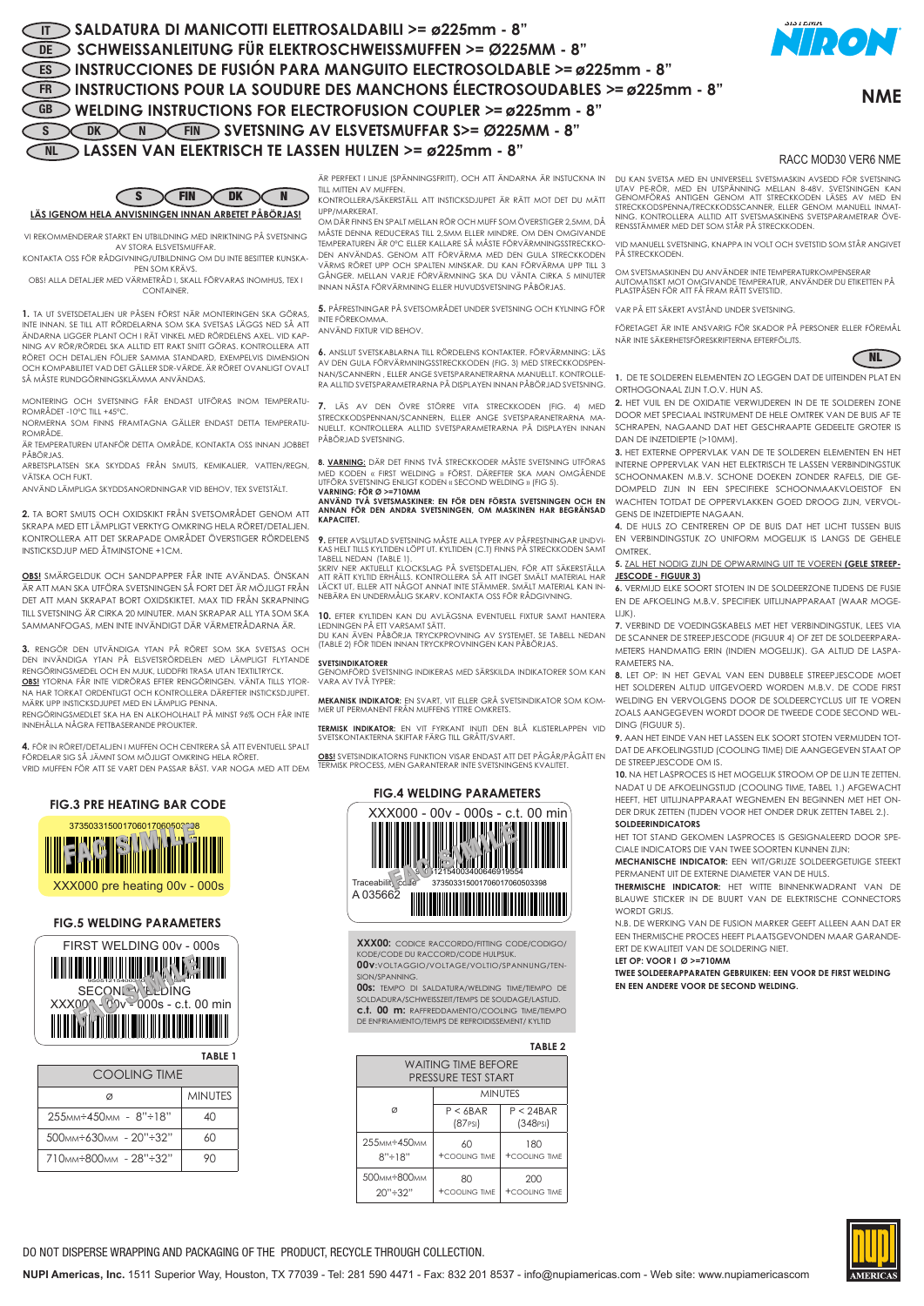# IT SALDATURA DI MANICOTTI ELETTROSALDABILI >= ø225mm - 8"
# DE SCHWEISSANLEITUNG FÜR ELEKTROSCHWEISSMUFFEN >= Ø225MM - 8"
# ES INSTRUCCIONES DE FUSIÓN PARA MANGUITO ELECTROSOLDABLE >= ø225mm - 8"
# FR INSTRUCTIONS POUR LA SOUDURE DES MANCHONS ÉLECTROSOUDABLES >= ø225mm - 8"
# GB WELDING INSTRUCTIONS FOR ELECTROFUSION COUPLER >= ø225mm - 8"
# S DK N FIN SVETSNING AV ELSVETSMUFFAR S>= Ø225MM - 8"
# NL LASSEN VAN ELEKTRISCH TE LASSEN HULZEN >= ø225mm - 8"

SISTEMA NIRON

NME

RACC MOD30 VER6 NME

## S FIN DK N

**LÄS IGENOM HELA ANVISNINGEN INNAN ARBETET PÅBÖRJAS!**

VI REKOMMENDERAR STARKT EN UTBILDNING MED INRIKTNING PÅ SVETSNING AV STORA ELSVETSMUFFAR.
KONTAKTA OSS FÖR RÅDGIVNING/UTBILDNING OM DU INTE BESITTER KUNSKAPEN SOM KRÄVS.
OBS! ALLA DETALJER MED VÄRMETRÅD I, SKALL FÖRVARAS INOMHUS, TEX I CONTAINER.

**1.** TA UT SVETSDETALJEN UR PÅSEN FÖRST NÄR MONTERINGEN SKA GÖRAS, INTE INNAN. SE TILL ATT RÖRDELARNA SOM SKA SVETSAS LÄGGS NED SÅ ATT ÄNDARNA LIGGER PLANT OCH I RÄT VINKEL MED RÖRDELENS AXEL. VID KAPNING AV RÖR/RÖRDEL SKA ALLTID ETT RAKT SNITT GÖRAS. KONTROLLERA ATT RÖRET OCH DETALJEN FÖLJER SAMMA STANDARD, EXEMPELVIS DIMENSION OCH KOMPABILITET VAD DET GÄLLER SDR-VÄRDE. ÄR RÖRET OVANLIGT OVALT SÅ MÅSTE RUNDGÖRNINGSKLÄMMA ANVÄNDAS.

MONTERING OCH SVETSNING FÅR ENDAST UTFÖRAS INOM TEMPERATUROMRÅDET -10°C TILL +45°C.
NORMERNA SOM FINNS FRAMTAGNA GÄLLER ENDAST DETTA TEMPERATUROMRÅDE.
ÄR TEMPERATUREN UTANFÖR DETTA OMRÅDE, KONTAKTA OSS INNAN JOBBET PÅBÖRJAS.
ARBETSPLATSEN SKA SKYDDAS FRÅN SMUTS, KEMIKALIER, VATTEN/REGN, VÄTSKA OCH FUKT.
ANVÄND LÄMPLIGA SKYDDSANORDNINGAR VID BEHOV, TEX SVETSTÄLT.

**2.** TA BORT SMUTS OCH OXIDSKIKT FRÅN SVETSOMRÅDET GENOM ATT SKRAPA MED ETT LÄMPLIGT VERKTYG OMKRING HELA RÖRET/DETALJEN. KONTROLLERA ATT DET SKRAPADE OMRÅDET ÖVERSTIGER RÖRDELENS INSTICKSDJUP MED ÅTMINSTONE +1CM.

**OBS!** SMÄRGELDUK OCH SANDPAPPER FÅR INTE ANVÄNDAS. ÖNSKAN ÄR ATT MAN SKA UTFÖRA SVETSNINGEN SÅ FORT DET ÄR MÖJLIGT FRÅN DET ATT MAN SKRAPAT BORT OXIDSKIKTET. MAX TID FRÅN SKRAPNING TILL SVETSNING ÄR CIRKA 20 MINUTER. MAN SKRAPAR ALL YTA SOM SKA SAMMANFOGAS, MEN INTE INVÄNDIGT DÄR VÄRMETRÅDARNA ÄR.

**3.** RENGÖR DEN UTVÄNDIGA YTAN PÅ RÖRET SOM SKA SVETSAS OCH DEN INVÄNDIGA YTAN PÅ ELSVETSRÖRDELEN MED LÄMPLIGT FLYTANDE RENGÖRINGSMEDEL OCH EN MJUK, LUDDFRI TRASA UTAN TEXTILTRYCK.
**OBS!** YTORNA FÅR INTE VIDRÖRAS EFTER RENGÖRINGEN. VÄNTA TILLS YTORNA HAR TORKAT ORDENTLIGT OCH KONTROLLERA DÄREFTER INSTICKSDJUPET. MÄRK UPP INSTICKSDJUPET MED EN LÄMPLIG PENNA.
RENGÖRINGSMEDLET SKA HA EN ALKOHOLHALT PÅ MINST 96% OCH FÅR INTE INNEHÅLLA NÅGRA FETTBASERANDE PROUKTER.

**4.** FÖR IN RÖRET/DETALJEN I MUFFEN OCH CENTRERA SÅ ATT EVENTUELL SPALT FÖRDELAR SIG SÅ JÄMNT SOM MÖJLIGT OMKRING HELA RÖRET.
VRID MUFFEN FÖR ATT SE VART DEN PASSAR BÄST. VAR NOGA MED ATT DEM ÄR PERFEKT I LINJE (SPÄNNINGSFRITT), OCH ATT ÄNDARNA ÄR INSTUCKNA I TILL MITTEN AV MUFFEN.
KONTROLLERA/SÄKERSTÄLL ATT INSTICKSDJUPET ÄR RÄTT MOT DET DU MÄTT UPP/MARKERAT.
OM DÄR FINNS EN SPALT MELLAN RÖR OCH MUFF SOM ÖVERSTIGER 2,5MM, DÅ MÅSTE DENNA REDUCERAS TILL 2,5MM ELLER MINDRE. OM DEN OMGIVANDE TEMPERATUREN ÄR 0°C ELLER KALLARE SÅ MÅSTE FÖRVÄRMNINGSSTRECKKODEN ANVÄNDAS. GENOM ATT FÖRVÄRMA MED DEN GULA STRECKKODEN VÄRMS RÖRET UPP OCH SPALTEN MINSKAR. DU KAN FÖRVÄRMA UPP TILL 3 GÅNGER. MELLAN VARJE FÖRVÄRMNING SKA DU VÄNTA CIRKA 5 MINUTER INNAN NÄSTA FÖRVÄRMNING ELLER HUVUDSVETSNING PÅBÖRJAS.

**5.** PÅFRESTNINGAR PÅ SVETSOMRÅDET UNDER SVETSNING OCH KYLNING FÖR INTE FÖREKOMMA.
ANVÄND FIXTUR VID BEHOV.

**6.** ANSLUT SVETSKABLARNA TILL RÖRDELENS KONTAKTER. FÖRVÄRMNING: LÄS AV DEN GULA FÖRVÄRMNINGSSTRECKKODEN (FIG. 3) MED STRECKKODSPENNAN/SCANNERN , ELLER ANGE SVETSPARANETRARNA MANUELLT. KONTROLLERA ALLTID SVETSPARAMETRARNA PÅ DISPLAYEN INNAN PÅBÖRJAD SVETSNING.

**7.** LÄS AV DEN ÖVRE STÖRRE VITA STRECKKODEN (FIG. 4) MED STRECKKODSPENNAN/SCANNERN, ELLER ANGE SVETSPARAMETRARNA MANUELLT. KONTROLLERA ALLTID SVETSPARAMETRARNA PÅ DISPLAYEN INNAN PÅBÖRJAD SVETSNING.

**8. VARNING:** DÄR DET FINNS TVÅ STRECKKODER MÅSTE SVETSNING UTFÖRAS MED KODEN « FIRST WELDING » FÖRST. DÄREFTER SKA MAN OMGÅENDE UTFÖRA SVETSNING ENLIGT KODEN « SECOND WELDING » (FIG 5).
**VARNING: FÖR Ø >=710MM**
**ANVÄND TVÅ SVETSMASKINER: EN FÖR DEN FÖRSTA SVETSNINGEN OCH EN ANNAN FÖR DEN ANDRA SVETSNINGEN, OM MASKINEN HAR BEGRÄNSAD KAPACITET.**

**9.** EFTER AVSLUTAD SVETSNING MÅSTE ALLA TYPER AV PÅFRESTNINGAR UNDVIKAS HELT TILLS KYLTIDEN LÖPT UT. KYLTIDEN (C.T) FINNS PÅ STRECKKODEN SAMT TABELL NEDAN (TABLE 1).
SKRIV NER AKTUELLT KLOCKSLAG PÅ SVETSDETALJEN, FÖR ATT SÄKERSTÄLLA ATT RÄTT KYLTID ERHÅLLS. KONTROLLERA SÅ ATT INGET SMÄLT MATERIAL HAR LÄCKT UT, ELLER ATT NÅGOT ANNAT INTE STÄMMER. SMÄLT MATERIAL KAN INNEBÄRA EN UNDERMÅLIG SKARV. KONTAKTA OSS FÖR RÅDGIVNING.

**10.** EFTER KYLTIDEN KAN DU AVLÄGSNA EVENTUELL FIXTUR SAMT HANTERA LEDNINGEN PÅ ETT VARSAMT SÄTT.
DU KAN ÄVEN PÅBÖRJA TRYCKPROVNING AV SYSTEMET. SE TABELL NEDAN (TABLE 2) FÖR TIDEN INNAN TRYCKPROVNINGEN KAN PÅBÖRJAS.

**SVETSINDIKATORER**
GENOMFÖRD SVETSNING INDIKERAS MED SÄRSKILDA INDIKATORER SOM KAN VARA AV TVÅ TYPER:

**MEKANISK INDIKATOR:** EN SVART, VIT ELLER GRÅ SVETSINDIKATOR SOM KOMMER UT PERMANENT FRÅN MUFFENS YTTRE OMKRETS.

**TERMISK INDIKATOR:** EN VIT FYRKANT INUTI DEN BLÅ KLISTERLAPPEN VID SVETSKONTAKTERNA SKIFTAR FÄRG TILL GRÅTT/SVART.

**OBS!** SVETSINDIKATORNS FUNKTION VISAR ENDAST ATT DET PÅGÅR/PÅGÅTT EN TERMISK PROCESS, MEN GARANTERAR INTE SVETSNINGENS KVALITET.

DU KAN SVETSA MED EN UNIVERSELL SVETSMASKIN AVSEDD FÖR SVETSNING UTAV PE-RÖR, MED EN UTSPÄNNING MELLAN 8-48V. SVETSNINGEN KAN GENOMFÖRAS ANTIGEN GENOM ATT STRECKKODEN LÄSES AV MED EN STRECKKODSPENNA/TRECKKODSSCANNER, ELLER GENOM MANUELL INMATNING. KONTROLLERA ALLTID ATT SVETSMASKINENS SVETSPARAMETRAR ÖVERENSSTÄMMER MED DET SOM STÅR PÅ STRECKKODEN.

VID MANUELL SVETSNING, KNAPPA IN VOLT OCH SVETSTID SOM STÅR ANGIVET PÅ STRECKKODEN.

OM SVETSMASKINEN DU ANVÄNDER INTE TEMPERATURKOMPENSERAR AUTOMATISKT MOT OMGIVANDE TEMPERATUR, ANVÄNDER DU ETIKETTEN PÅ PLASTPÅSEN FÖR ATT FÅ FRAM RÄTT SVETSTID.

VAR PÅ ETT SÄKERT AVSTÅND UNDER SVETSNING.

FÖRETAGET ÄR INTE ANSVARIG FÖR SKADOR PÅ PERSONER ELLER FÖREMÅL NÄR INTE SÄKERHETSFÖRESKRIFTERNA EFTERFÖLJTS.

## NL

**1.** DE TE SOLDEREN ELEMENTEN ZO LEGGEN DAT DE UITEINDEN PLAT EN ORTHOGONAAL ZIJN T.O.V. HUN AS.

**2.** HET VUIL EN DE OXIDATIE VERWIJDEREN IN DE TE SOLDEREN ZONE DOOR MET SPECIAAL INSTRUMENT DE HELE OMTREK VAN DE BUIS AF TE SCHRAPEN, NAGAAND DAT HET GESCHRAAPTE GEDEELTE GROTER IS DAN DE INZETDIEPTE (>10MM).

**3.** HET EXTERNE OPPERVLAK VAN DE TE SOLDEREN ELEMENTEN EN HET INTERNE OPPERVLAK VAN HET ELEKTRISCH TE LASSEN VERBINDINGSTUK SCHOONMAKEN M.B.V. SCHONE DOEKEN ZONDER RAFELS, DIE GEDOMPELD ZIJN IN EEN SPECIFIEKE SCHOONMAAKVLOEISTOF EN WACHTEN TOTDAT DE OPPERVLAKKEN GOED DROOG ZIJN, VERVOLGENS DE INZETDIEPTE NAGAAN.

**4.** DE HULS ZO CENTREREN OP DE BUIS DAT HET LICHT TUSSEN BUIS EN VERBINDINGSTUK ZO UNIFORM MOGELIJK IS LANGS DE GEHELE OMTREK.

**5.** ZAL HET NODIG ZIJN DE OPWARMING UIT TE VOEREN **(GELE STREEPJESCODE - FIGUUR 3)**

**6.** VERMIJD ELKE SOORT STOTEN IN DE SOLDEERZONE TIJDENS DE FUSIE EN DE AFKOELING M.B.V. SPECIFIEK UITLIJNAPPARAAT (WAAR MOGELIJK).

**7.** VERBIND DE VOEDINGSKABELS MET HET VERBINDINGSTUK, LEES VIA DE SCANNER DE STREEPJESCODE (FIGUUR 4) OF ZET DE SOLDEERPARAMETERS HANDMATIG ERIN (INDIEN MOGELIJK). GA ALTIJD DE LASPARAMETERS NA.

**8.** LET OP: IN HET GEVAL VAN EEN DUBBELE STREEPJESCODE MOET HET SOLDEREN ALTIJD UITGEVOERD WORDEN M.B.V. DE CODE FIRST WELDING EN VERVOLGENS DOOR DE SOLDEERCYCLUS UIT TE VOEREN ZOALS AANGEGEVEN WORDT DOOR DE TWEEDE CODE SECOND WELDING (FIGUUR 5).

**9.** AAN HET EINDE VAN HET LASSEN ELK SOORT STOTEN VERMIJDEN TOTDAT DE AFKOELINGSTIJD (COOLING TIME) DIE AANGEGEVEN STAAT OP DE STREEPJESCODE OM IS.

**10.** NA HET LASPROCES IS HET MOGELIJK STROOM OP DE LIJN TE ZETTEN. NADAT U DE AFKOELINGSTIJD (COOLING TIME, TABEL 1.) AFGEWACHT HEEFT, HET UITLIJNAPPARAAT WEGNEMEN EN BEGINNEN MET HET ONDER DRUK ZETTEN (TIJDEN VOOR HET ONDER DRUK ZETTEN TABEL 2.).

**SOLDEERINDICATORS**
HET TOT STAND GEKOMEN LASPROCES IS GESIGNALEERD DOOR SPECIALE INDICATORS DIE VAN TWEE SOORTEN KUNNEN ZIJN:
**MECHANISCHE INDICATOR:** EEN WIT/GRIJZE SOLDEERGETUIGE STEEKT PERMANENT UIT DE EXTERNE DIAMETER VAN DE HULS.
**THERMISCHE INDICATOR:** HET WITTE BINNENKWADRANT VAN DE BLAUWE STICKER IN DE BUURT VAN DE ELEKTRISCHE CONNECTORS WORDT GRIJS.
N.B. DE WERKING VAN DE FUSION MARKER GEEFT ALLEEN AAN DAT ER EEN THERMISCHE PROCES HEEFT PLAATSGEVONDEN MAAR GARANDEERT DE KWALITEIT VAN DE SOLDERING NIET.
**LET OP: VOOR Ø >=710MM**
**TWEE SOLDEERAPPARATEN GEBRUIKEN: EEN VOOR DE FIRST WELDING EN EEN ANDERE VOOR DE SECOND WELDING.**

### FIG.3 PRE HEATING BAR CODE

3735033150017060170605032098
FAC SIMILE
XXX000 pre heating 00v - 000s

### FIG.4 WELDING PARAMETERS

XXX000 - 00v - 000s - c.t. 00 min
FAC SIMILE
12154003400646919954
Traceability code 37350331500170601706050339 8
A 035662

**XXX00:** CODICE RACCORDO/FITTING CODE/CODIGO/KODE/CODE DU RACCORD/CODE HULPSUK.
**00v**:VOLTAGGIO/VOLTAGE/VOLTIO/SPANNUNG/TENSION/SPANNING.
**00s:** TEMPO DI SALDATURA/WELDING TIME/TIEMPO DE SOLDADURA/SCHWEISSZEIT/TEMPS DE SOUDAGE/LASTIJD.
**c.t. 00 m:** RAFFREDDAMENTO/COOLING TIME/TIEMPO DE ENFRIAMIENTO/TEMPS DE REFROIDISSEMENT/ KYLTID

### FIG.5 WELDING PARAMETERS

FIRST WELDING 00v - 000s
SECOND WELDING
XXX000 - 00v - 000s - c.t. 00 min
FAC SIMILE

**TABLE 1**

| COOLING TIME | |
|---|---|
| Ø | MINUTES |
| 255MM÷450MM - 8"÷18" | 40 |
| 500MM÷630MM - 20"÷32" | 60 |
| 710MM÷800MM - 28"÷32" | 90 |

**TABLE 2**

| WAITING TIME BEFORE PRESSURE TEST START | | |
|---|---|---|
| | MINUTES | |
| Ø | P < 6BAR (87PSI) | P < 24BAR (348PSI) |
| 255MM÷450MM 8"÷18" | 60 +COOLING TIME | 180 +COOLING TIME |
| 500MM÷800MM 20"÷32" | 80 +COOLING TIME | 200 +COOLING TIME |

DO NOT DISPERSE WRAPPING AND PACKAGING OF THE PRODUCT, RECYCLE THROUGH COLLECTION.

**NUPI Americas, Inc.** 1511 Superior Way, Houston, TX 77039 - Tel: 281 590 4471 - Fax: 832 201 8537 - info@nupiamericas.com - Web site: www.nupiamericascom

NUPI AMERICAS